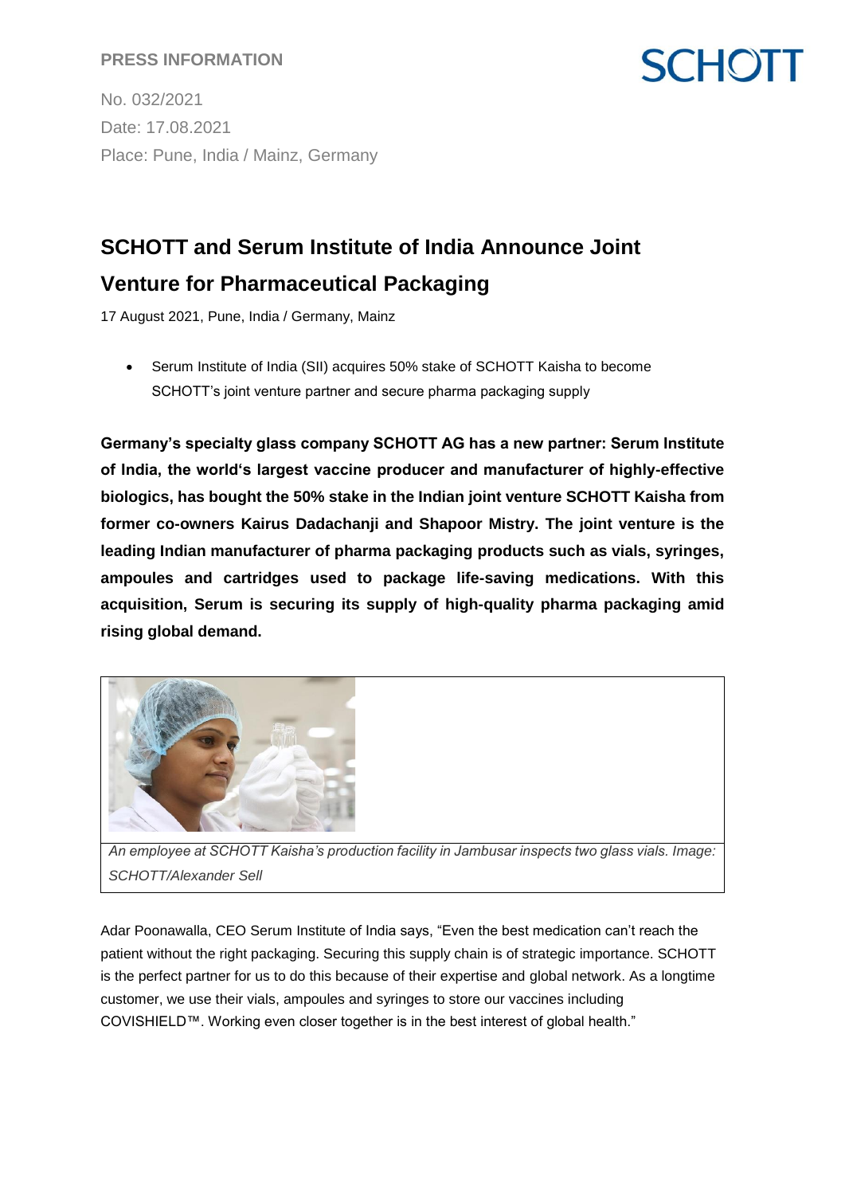**PRESS INFORMATION**

No. 032/2021
Date: 17.08.2021
Place: Pune, India / Mainz, Germany

# SCHOTT and Serum Institute of India Announce Joint Venture for Pharmaceutical Packaging

17 August 2021, Pune, India / Germany, Mainz

- Serum Institute of India (SII) acquires 50% stake of SCHOTT Kaisha to become SCHOTT's joint venture partner and secure pharma packaging supply

**Germany's specialty glass company SCHOTT AG has a new partner: Serum Institute of India, the world's largest vaccine producer and manufacturer of highly-effective biologics, has bought the 50% stake in the Indian joint venture SCHOTT Kaisha from former co-owners Kairus Dadachanji and Shapoor Mistry. The joint venture is the leading Indian manufacturer of pharma packaging products such as vials, syringes, ampoules and cartridges used to package life-saving medications. With this acquisition, Serum is securing its supply of high-quality pharma packaging amid rising global demand.**

*An employee at SCHOTT Kaisha's production facility in Jambusar inspects two glass vials. Image: SCHOTT/Alexander Sell*

Adar Poonawalla, CEO Serum Institute of India says, "Even the best medication can't reach the patient without the right packaging. Securing this supply chain is of strategic importance. SCHOTT is the perfect partner for us to do this because of their expertise and global network. As a longtime customer, we use their vials, ampoules and syringes to store our vaccines including COVISHIELD™. Working even closer together is in the best interest of global health."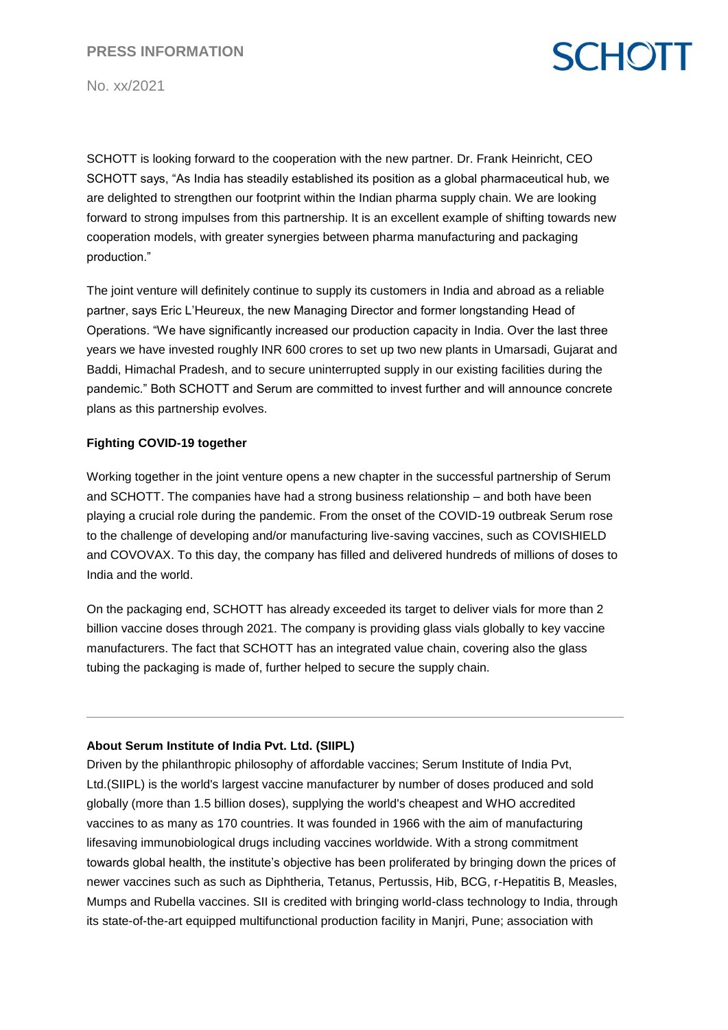SCHOTT is looking forward to the cooperation with the new partner. Dr. Frank Heinricht, CEO SCHOTT says, "As India has steadily established its position as a global pharmaceutical hub, we are delighted to strengthen our footprint within the Indian pharma supply chain. We are looking forward to strong impulses from this partnership. It is an excellent example of shifting towards new cooperation models, with greater synergies between pharma manufacturing and packaging production."

The joint venture will definitely continue to supply its customers in India and abroad as a reliable partner, says Eric L'Heureux, the new Managing Director and former longstanding Head of Operations. "We have significantly increased our production capacity in India. Over the last three years we have invested roughly INR 600 crores to set up two new plants in Umarsadi, Gujarat and Baddi, Himachal Pradesh, and to secure uninterrupted supply in our existing facilities during the pandemic." Both SCHOTT and Serum are committed to invest further and will announce concrete plans as this partnership evolves.

**Fighting COVID-19 together**

Working together in the joint venture opens a new chapter in the successful partnership of Serum and SCHOTT. The companies have had a strong business relationship – and both have been playing a crucial role during the pandemic. From the onset of the COVID-19 outbreak Serum rose to the challenge of developing and/or manufacturing live-saving vaccines, such as COVISHIELD and COVOVAX. To this day, the company has filled and delivered hundreds of millions of doses to India and the world.

On the packaging end, SCHOTT has already exceeded its target to deliver vials for more than 2 billion vaccine doses through 2021. The company is providing glass vials globally to key vaccine manufacturers. The fact that SCHOTT has an integrated value chain, covering also the glass tubing the packaging is made of, further helped to secure the supply chain.

---

**About Serum Institute of India Pvt. Ltd. (SIIPL)**

Driven by the philanthropic philosophy of affordable vaccines; Serum Institute of India Pvt, Ltd.(SIIPL) is the world's largest vaccine manufacturer by number of doses produced and sold globally (more than 1.5 billion doses), supplying the world's cheapest and WHO accredited vaccines to as many as 170 countries. It was founded in 1966 with the aim of manufacturing lifesaving immunobiological drugs including vaccines worldwide. With a strong commitment towards global health, the institute's objective has been proliferated by bringing down the prices of newer vaccines such as such as Diphtheria, Tetanus, Pertussis, Hib, BCG, r-Hepatitis B, Measles, Mumps and Rubella vaccines. SII is credited with bringing world-class technology to India, through its state-of-the-art equipped multifunctional production facility in Manjri, Pune; association with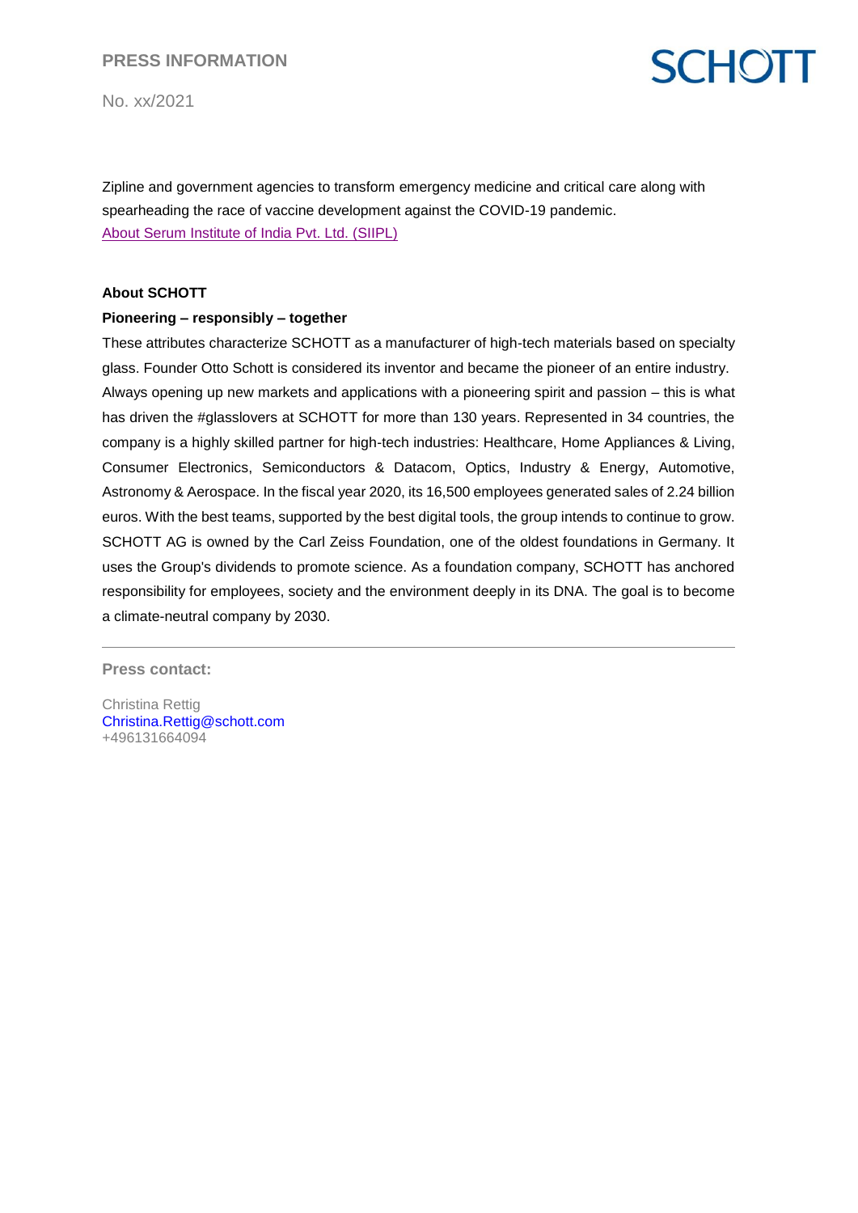Zipline and government agencies to transform emergency medicine and critical care along with spearheading the race of vaccine development against the COVID-19 pandemic.
[About Serum Institute of India Pvt. Ltd. (SIIPL)]

**About SCHOTT**

**Pioneering – responsibly – together**

These attributes characterize SCHOTT as a manufacturer of high-tech materials based on specialty glass. Founder Otto Schott is considered its inventor and became the pioneer of an entire industry. Always opening up new markets and applications with a pioneering spirit and passion – this is what has driven the #glasslovers at SCHOTT for more than 130 years. Represented in 34 countries, the company is a highly skilled partner for high-tech industries: Healthcare, Home Appliances & Living, Consumer Electronics, Semiconductors & Datacom, Optics, Industry & Energy, Automotive, Astronomy & Aerospace. In the fiscal year 2020, its 16,500 employees generated sales of 2.24 billion euros. With the best teams, supported by the best digital tools, the group intends to continue to grow. SCHOTT AG is owned by the Carl Zeiss Foundation, one of the oldest foundations in Germany. It uses the Group's dividends to promote science. As a foundation company, SCHOTT has anchored responsibility for employees, society and the environment deeply in its DNA. The goal is to become a climate-neutral company by 2030.

---

**Press contact:**

Christina Rettig
Christina.Rettig@schott.com
+496131664094